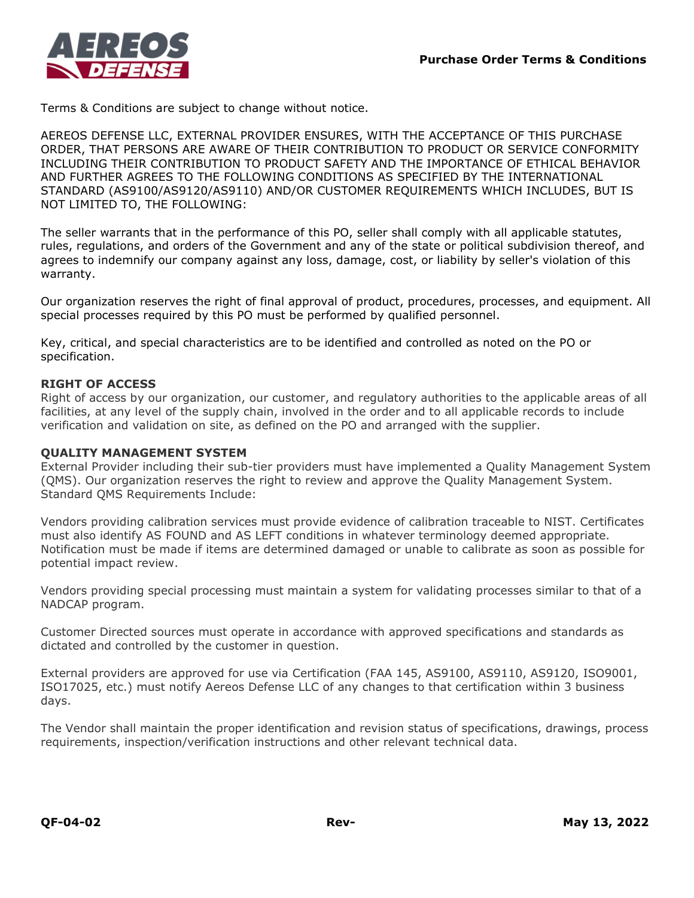# Purchase Order Terms & Conditions

Terms & Conditions are subject to change without notice.

AEREOS DEFENSE LLC, EXTERNAL PROVIDER ENSURES, WITH THE ACCEPTANCE OF THIS PURCHASE ORDER, THAT PERSONS ARE AWARE OF THEIR CONTRIBUTION TO PRODUCT OR SERVICE CONFORMITY INCLUDING THEIR CONTRIBUTION TO PRODUCT SAFETY AND THE IMPORTANCE OF ETHICAL BEHAVIOR AND FURTHER AGREES TO THE FOLLOWING CONDITIONS AS SPECIFIED BY THE INTERNATIONAL STANDARD (AS9100/AS9120/AS9110) AND/OR CUSTOMER REQUIREMENTS WHICH INCLUDES, BUT IS NOT LIMITED TO, THE FOLLOWING:

The seller warrants that in the performance of this PO, seller shall comply with all applicable statutes, rules, regulations, and orders of the Government and any of the state or political subdivision thereof, and agrees to indemnify our company against any loss, damage, cost, or liability by seller's violation of this warranty.

Our organization reserves the right of final approval of product, procedures, processes, and equipment. All special processes required by this PO must be performed by qualified personnel.

Key, critical, and special characteristics are to be identified and controlled as noted on the PO or specification.

**RIGHT OF ACCESS**

Right of access by our organization, our customer, and regulatory authorities to the applicable areas of all facilities, at any level of the supply chain, involved in the order and to all applicable records to include verification and validation on site, as defined on the PO and arranged with the supplier.

**QUALITY MANAGEMENT SYSTEM**

External Provider including their sub-tier providers must have implemented a Quality Management System (QMS). Our organization reserves the right to review and approve the Quality Management System. Standard QMS Requirements Include:

Vendors providing calibration services must provide evidence of calibration traceable to NIST. Certificates must also identify AS FOUND and AS LEFT conditions in whatever terminology deemed appropriate. Notification must be made if items are determined damaged or unable to calibrate as soon as possible for potential impact review.

Vendors providing special processing must maintain a system for validating processes similar to that of a NADCAP program.

Customer Directed sources must operate in accordance with approved specifications and standards as dictated and controlled by the customer in question.

External providers are approved for use via Certification (FAA 145, AS9100, AS9110, AS9120, ISO9001, ISO17025, etc.) must notify Aereos Defense LLC of any changes to that certification within 3 business days.

The Vendor shall maintain the proper identification and revision status of specifications, drawings, process requirements, inspection/verification instructions and other relevant technical data.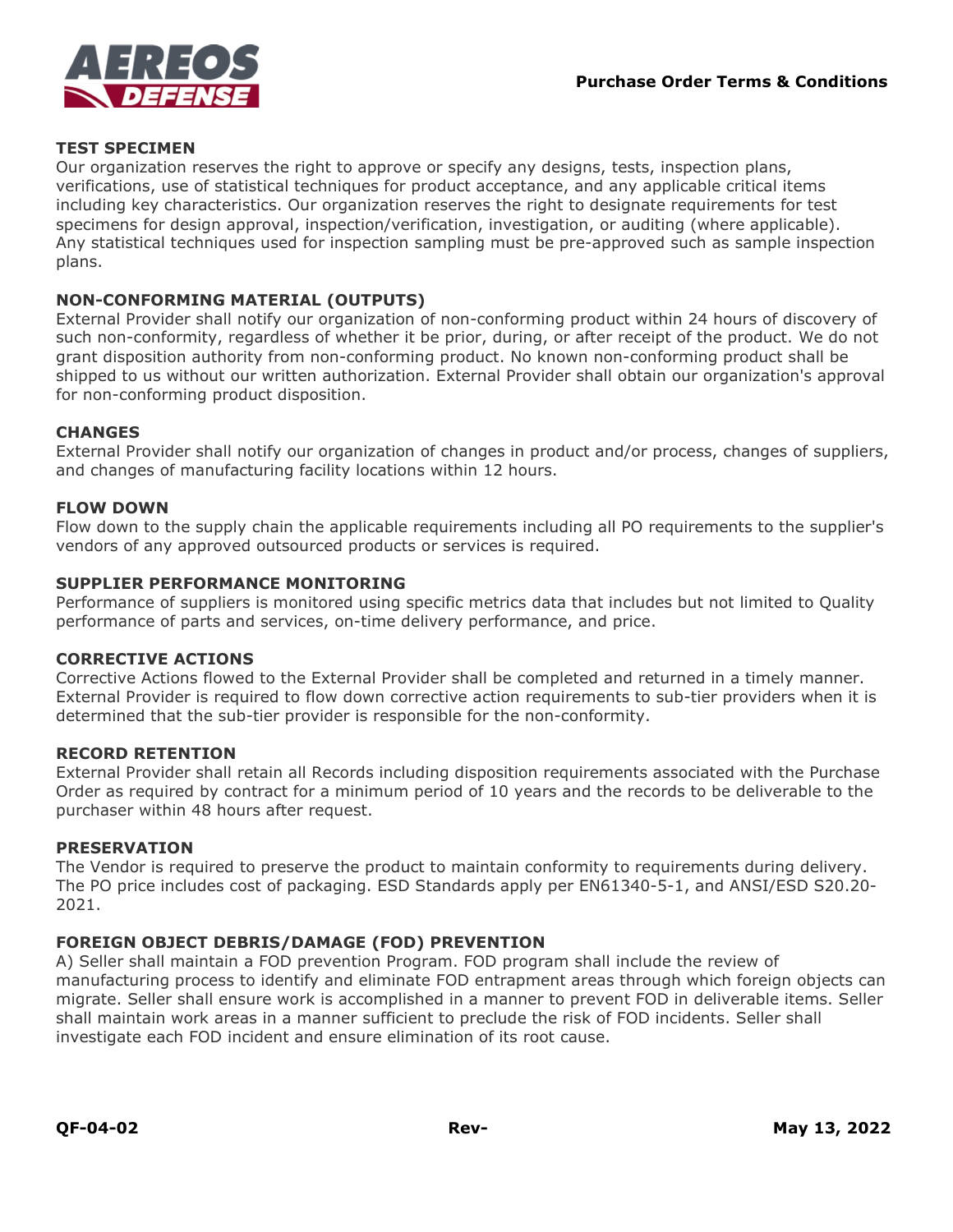## TEST SPECIMEN

Our organization reserves the right to approve or specify any designs, tests, inspection plans, verifications, use of statistical techniques for product acceptance, and any applicable critical items including key characteristics. Our organization reserves the right to designate requirements for test specimens for design approval, inspection/verification, investigation, or auditing (where applicable). Any statistical techniques used for inspection sampling must be pre-approved such as sample inspection plans.

## NON-CONFORMING MATERIAL (OUTPUTS)

External Provider shall notify our organization of non-conforming product within 24 hours of discovery of such non-conformity, regardless of whether it be prior, during, or after receipt of the product. We do not grant disposition authority from non-conforming product. No known non-conforming product shall be shipped to us without our written authorization. External Provider shall obtain our organization's approval for non-conforming product disposition.

## CHANGES

External Provider shall notify our organization of changes in product and/or process, changes of suppliers, and changes of manufacturing facility locations within 12 hours.

## FLOW DOWN

Flow down to the supply chain the applicable requirements including all PO requirements to the supplier's vendors of any approved outsourced products or services is required.

## SUPPLIER PERFORMANCE MONITORING

Performance of suppliers is monitored using specific metrics data that includes but not limited to Quality performance of parts and services, on-time delivery performance, and price.

## CORRECTIVE ACTIONS

Corrective Actions flowed to the External Provider shall be completed and returned in a timely manner. External Provider is required to flow down corrective action requirements to sub-tier providers when it is determined that the sub-tier provider is responsible for the non-conformity.

## RECORD RETENTION

External Provider shall retain all Records including disposition requirements associated with the Purchase Order as required by contract for a minimum period of 10 years and the records to be deliverable to the purchaser within 48 hours after request.

## PRESERVATION

The Vendor is required to preserve the product to maintain conformity to requirements during delivery. The PO price includes cost of packaging. ESD Standards apply per EN61340-5-1, and ANSI/ESD S20.20-2021.

## FOREIGN OBJECT DEBRIS/DAMAGE (FOD) PREVENTION

A) Seller shall maintain a FOD prevention Program. FOD program shall include the review of manufacturing process to identify and eliminate FOD entrapment areas through which foreign objects can migrate. Seller shall ensure work is accomplished in a manner to prevent FOD in deliverable items. Seller shall maintain work areas in a manner sufficient to preclude the risk of FOD incidents. Seller shall investigate each FOD incident and ensure elimination of its root cause.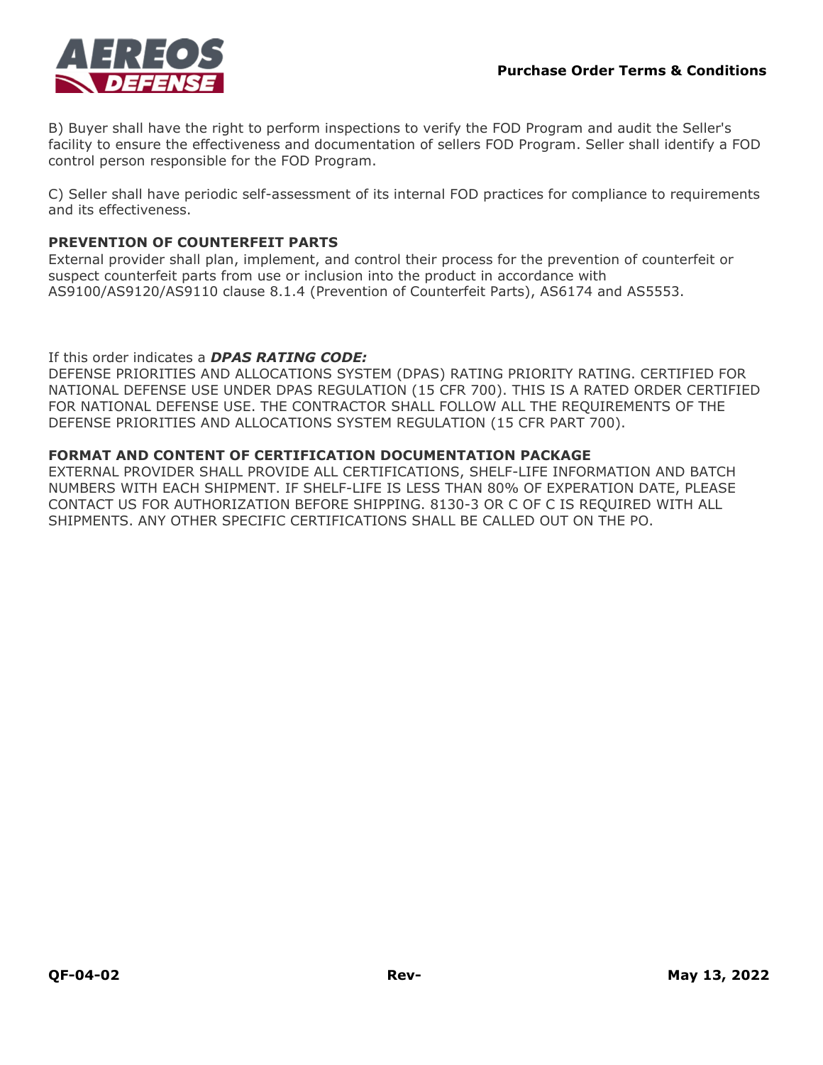B) Buyer shall have the right to perform inspections to verify the FOD Program and audit the Seller's facility to ensure the effectiveness and documentation of sellers FOD Program. Seller shall identify a FOD control person responsible for the FOD Program.

C) Seller shall have periodic self-assessment of its internal FOD practices for compliance to requirements and its effectiveness.

**PREVENTION OF COUNTERFEIT PARTS**

External provider shall plan, implement, and control their process for the prevention of counterfeit or suspect counterfeit parts from use or inclusion into the product in accordance with AS9100/AS9120/AS9110 clause 8.1.4 (Prevention of Counterfeit Parts), AS6174 and AS5553.

If this order indicates a ***DPAS RATING CODE:***

DEFENSE PRIORITIES AND ALLOCATIONS SYSTEM (DPAS) RATING PRIORITY RATING. CERTIFIED FOR NATIONAL DEFENSE USE UNDER DPAS REGULATION (15 CFR 700). THIS IS A RATED ORDER CERTIFIED FOR NATIONAL DEFENSE USE. THE CONTRACTOR SHALL FOLLOW ALL THE REQUIREMENTS OF THE DEFENSE PRIORITIES AND ALLOCATIONS SYSTEM REGULATION (15 CFR PART 700).

**FORMAT AND CONTENT OF CERTIFICATION DOCUMENTATION PACKAGE**

EXTERNAL PROVIDER SHALL PROVIDE ALL CERTIFICATIONS, SHELF-LIFE INFORMATION AND BATCH NUMBERS WITH EACH SHIPMENT. IF SHELF-LIFE IS LESS THAN 80% OF EXPERATION DATE, PLEASE CONTACT US FOR AUTHORIZATION BEFORE SHIPPING. 8130-3 OR C OF C IS REQUIRED WITH ALL SHIPMENTS. ANY OTHER SPECIFIC CERTIFICATIONS SHALL BE CALLED OUT ON THE PO.